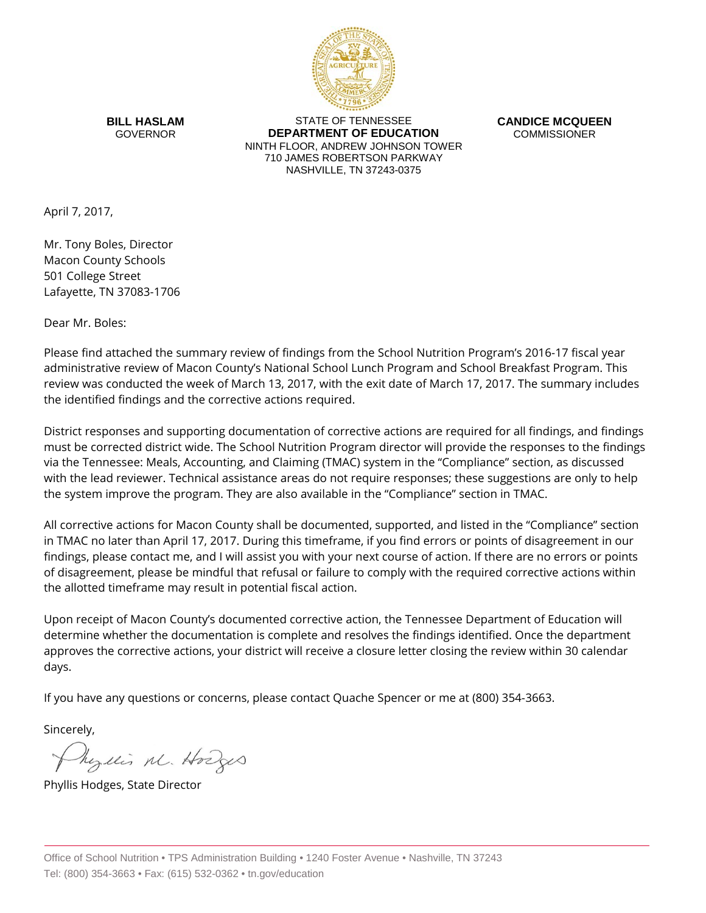**BILL HASLAM**
GOVERNOR

STATE OF TENNESSEE
**DEPARTMENT OF EDUCATION**
NINTH FLOOR, ANDREW JOHNSON TOWER
710 JAMES ROBERTSON PARKWAY
NASHVILLE, TN 37243-0375

**CANDICE MCQUEEN**
COMMISSIONER

April 7, 2017,

Mr. Tony Boles, Director
Macon County Schools
501 College Street
Lafayette, TN 37083-1706

Dear Mr. Boles:

Please find attached the summary review of findings from the School Nutrition Program's 2016-17 fiscal year administrative review of Macon County's National School Lunch Program and School Breakfast Program. This review was conducted the week of March 13, 2017, with the exit date of March 17, 2017. The summary includes the identified findings and the corrective actions required.

District responses and supporting documentation of corrective actions are required for all findings, and findings must be corrected district wide. The School Nutrition Program director will provide the responses to the findings via the Tennessee: Meals, Accounting, and Claiming (TMAC) system in the "Compliance" section, as discussed with the lead reviewer. Technical assistance areas do not require responses; these suggestions are only to help the system improve the program. They are also available in the "Compliance" section in TMAC.

All corrective actions for Macon County shall be documented, supported, and listed in the "Compliance" section in TMAC no later than April 17, 2017. During this timeframe, if you find errors or points of disagreement in our findings, please contact me, and I will assist you with your next course of action. If there are no errors or points of disagreement, please be mindful that refusal or failure to comply with the required corrective actions within the allotted timeframe may result in potential fiscal action.

Upon receipt of Macon County's documented corrective action, the Tennessee Department of Education will determine whether the documentation is complete and resolves the findings identified. Once the department approves the corrective actions, your district will receive a closure letter closing the review within 30 calendar days.

If you have any questions or concerns, please contact Quache Spencer or me at (800) 354-3663.

Sincerely,

Phyllis M. Hodges

Phyllis Hodges, State Director

Office of School Nutrition • TPS Administration Building • 1240 Foster Avenue • Nashville, TN 37243
Tel: (800) 354-3663 • Fax: (615) 532-0362 • tn.gov/education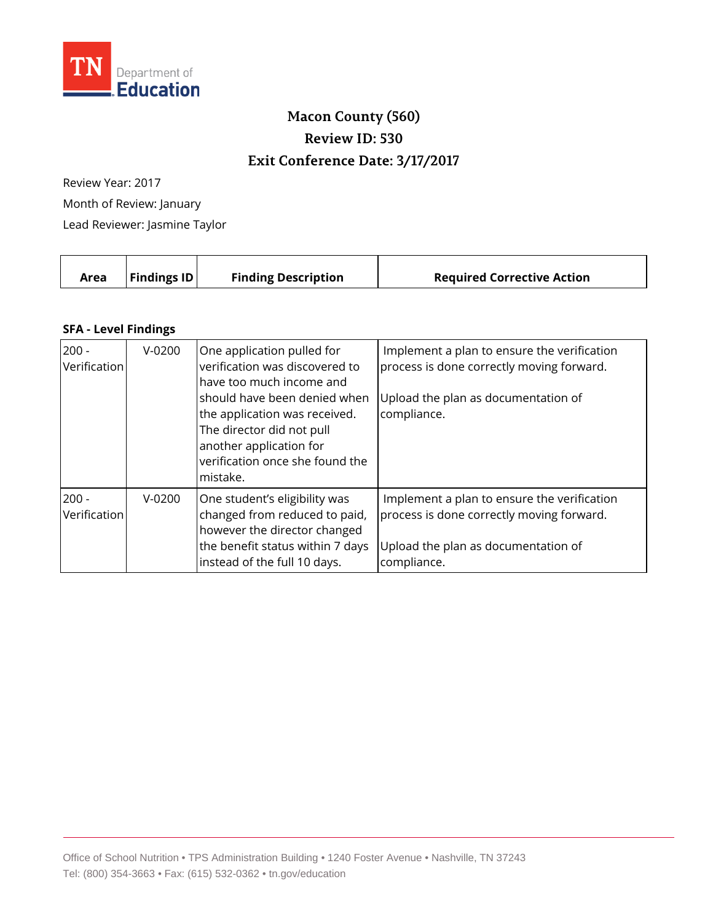TN Department of Education

# Macon County (560)

## Review ID: 530

## Exit Conference Date: 3/17/2017

Review Year: 2017

Month of Review: January

Lead Reviewer: Jasmine Taylor

| Area | Findings ID | Finding Description | Required Corrective Action |
|---|---|---|---|
| **SFA - Level Findings** | | | |
| 200 - Verification | V-0200 | One application pulled for verification was discovered to have too much income and should have been denied when the application was received. The director did not pull another application for verification once she found the mistake. | Implement a plan to ensure the verification process is done correctly moving forward.<br><br>Upload the plan as documentation of compliance. |
| 200 - Verification | V-0200 | One student's eligibility was changed from reduced to paid, however the director changed the benefit status within 7 days instead of the full 10 days. | Implement a plan to ensure the verification process is done correctly moving forward.<br><br>Upload the plan as documentation of compliance. |

Office of School Nutrition • TPS Administration Building • 1240 Foster Avenue • Nashville, TN 37243
Tel: (800) 354-3663 • Fax: (615) 532-0362 • tn.gov/education